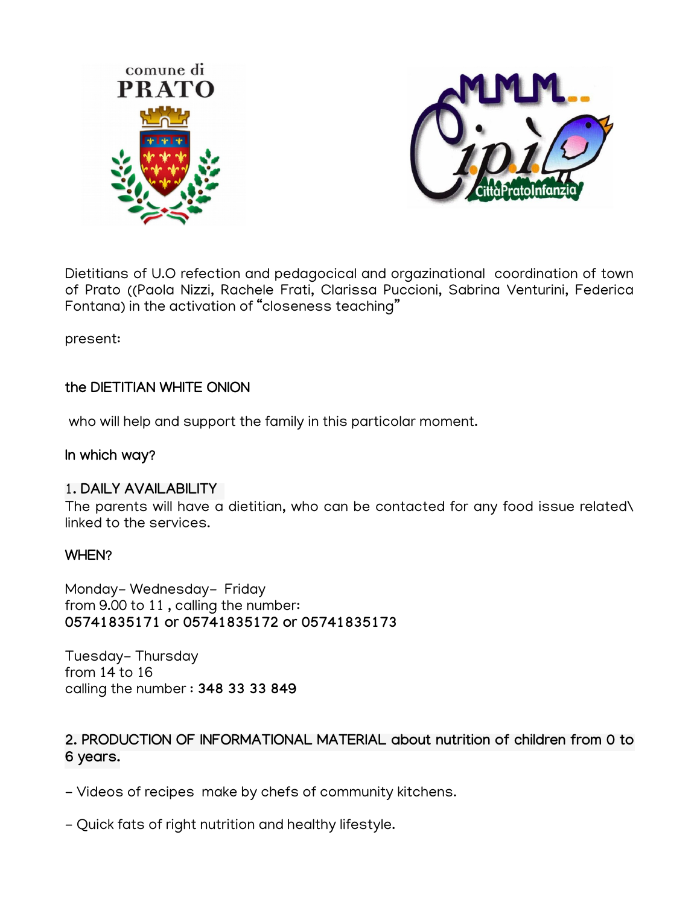comune di
PRATO

MMM.. Cipì CittàPratoInfanzia

Dietitians of U.O refection and pedagocical and orgazinational coordination of town of Prato ((Paola Nizzi, Rachele Frati, Clarissa Puccioni, Sabrina Venturini, Federica Fontana) in the activation of "closeness teaching"

present:

**the DIETITIAN WHITE ONION**

who will help and support the family in this particolar moment.

**In which way?**

**1. DAILY AVAILABILITY**

The parents will have a dietitian, who can be contacted for any food issue related\ linked to the services.

**WHEN?**

Monday- Wednesday- Friday
from 9.00 to 11 , calling the number:
**05741835171 or 05741835172 or 05741835173**

Tuesday- Thursday
from 14 to 16
calling the number : **348 33 33 849**

**2. PRODUCTION OF INFORMATIONAL MATERIAL about nutrition of children from 0 to 6 years.**

- Videos of recipes make by chefs of community kitchens.

- Quick fats of right nutrition and healthy lifestyle.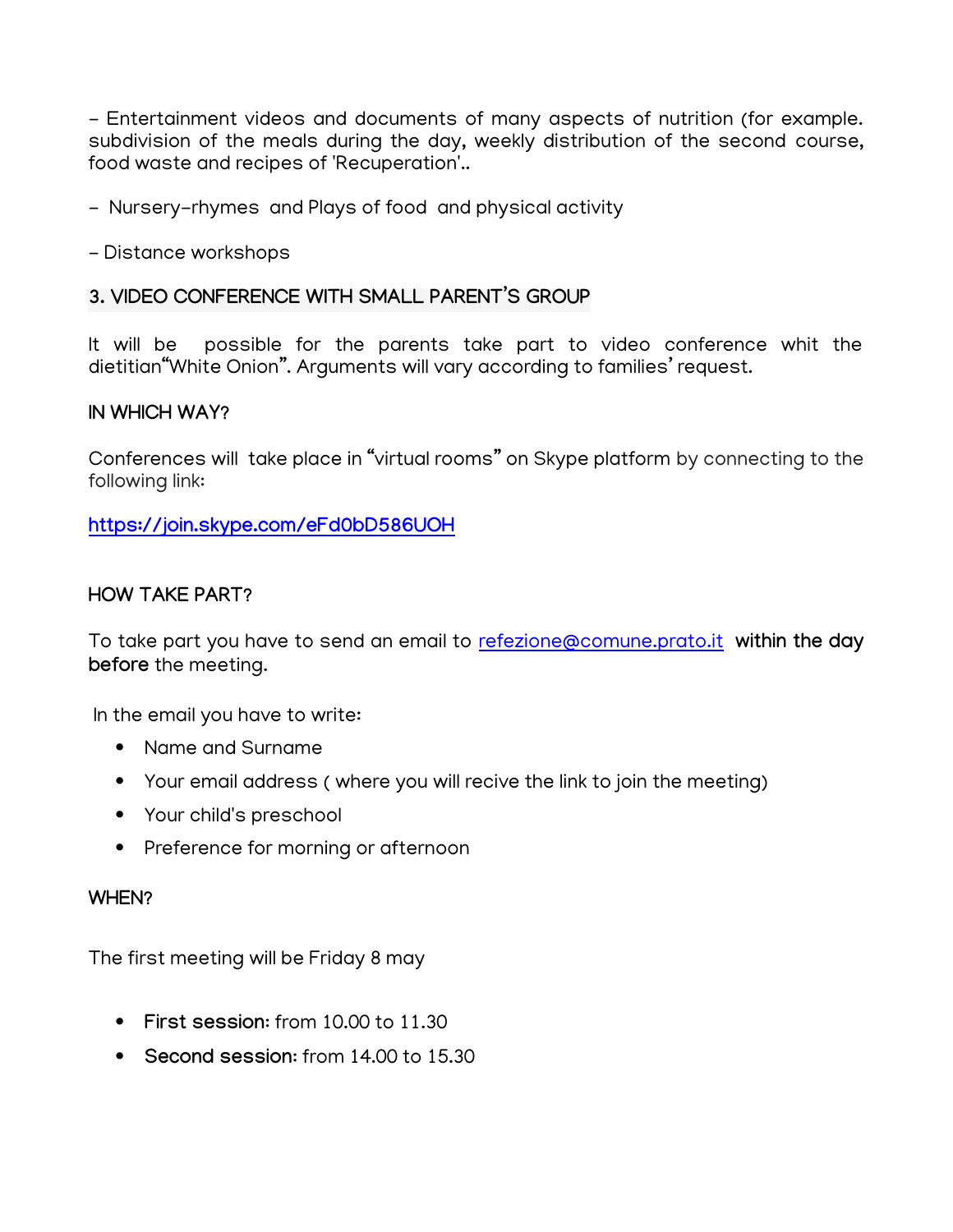- Entertainment videos and documents of many aspects of nutrition (for example. subdivision of the meals during the day, weekly distribution of the second course, food waste and recipes of 'Recuperation'..

- Nursery-rhymes and Plays of food and physical activity

- Distance workshops

### 3. VIDEO CONFERENCE WITH SMALL PARENT'S GROUP

It will be possible for the parents take part to video conference whit the dietitian"White Onion". Arguments will vary according to families' request.

### IN WHICH WAY?

Conferences will take place in "virtual rooms" on Skype platform by connecting to the following link:

https://join.skype.com/eFd0bD586UOH

### HOW TAKE PART?

To take part you have to send an email to refezione@comune.prato.it **within the day before** the meeting.

In the email you have to write:

- Name and Surname
- Your email address ( where you will recive the link to join the meeting)
- Your child's preschool
- Preference for morning or afternoon

### WHEN?

The first meeting will be Friday 8 may

- **First session:** from 10.00 to 11.30
- **Second session:** from 14.00 to 15.30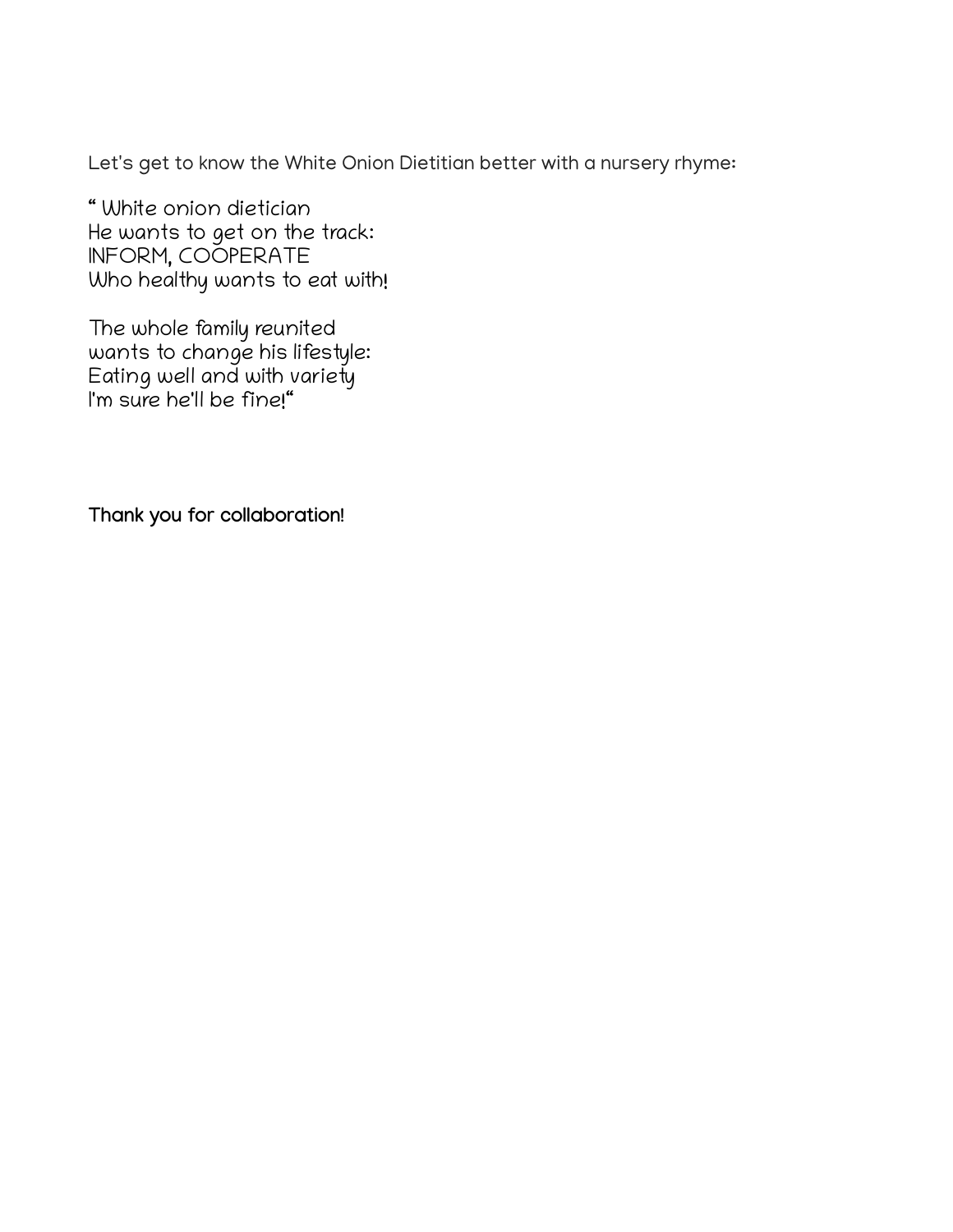Let's get to know the White Onion Dietitian better with a nursery rhyme:

“ White onion dietician  
He wants to get on the track:  
INFORM, COOPERATE  
Who healthy wants to eat with!

The whole family reunited  
wants to change his lifestyle:  
Eating well and with variety  
I'm sure he'll be fine!“

**Thank you for collaboration!**